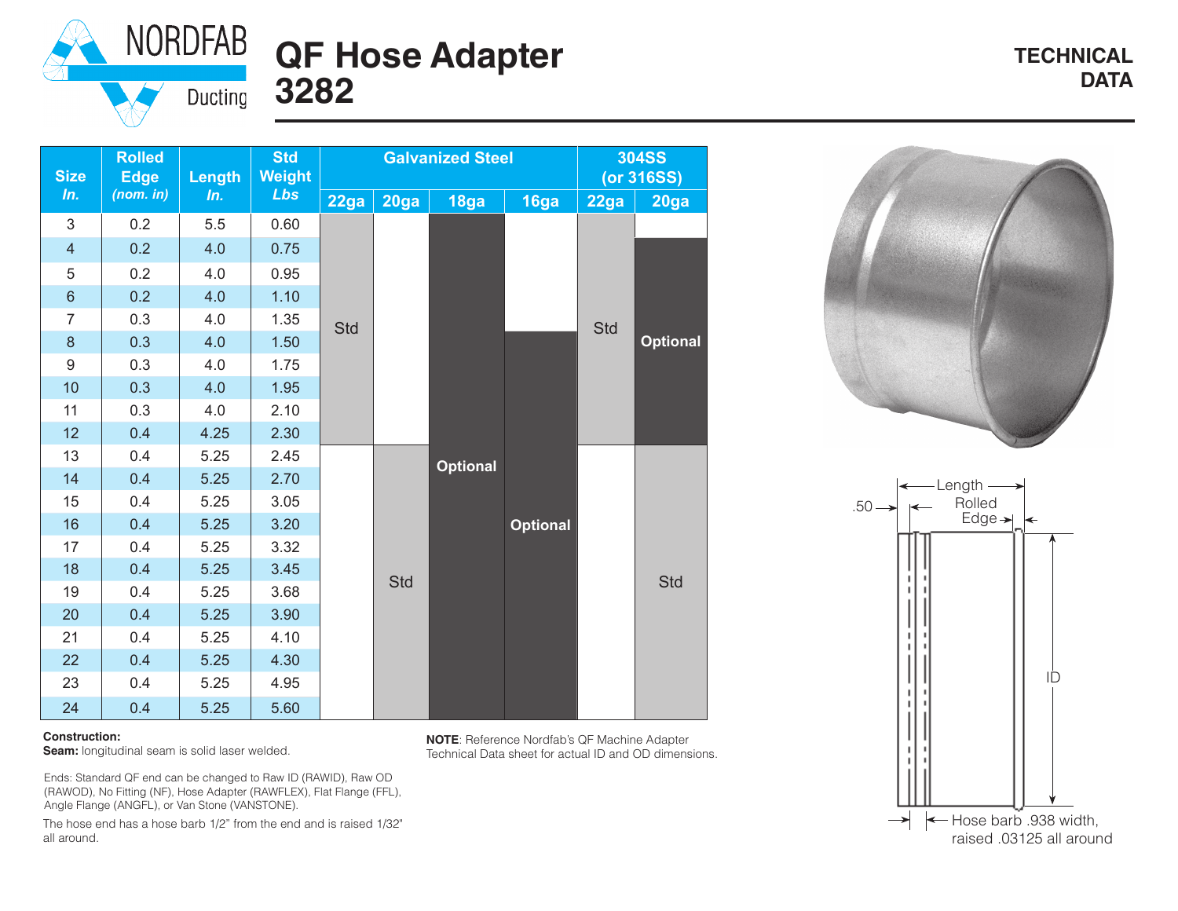# NORDFAB Ducting

# QF Hose Adapter 3282

**TECHNICAL DATA**

| Size *In.* | Rolled Edge *(nom. in)* | Length *In.* | Std Weight *Lbs* | Galvanized Steel | | | | 304SS (or 316SS) | |
|---|---|---|---|---|---|---|---|---|---|
| | | | | 22ga | 20ga | 18ga | 16ga | 22ga | 20ga |
| 3 | 0.2 | 5.5 | 0.60 | Std | | Optional | | Std | |
| 4 | 0.2 | 4.0 | 0.75 | Std | | Optional | | Std | Optional |
| 5 | 0.2 | 4.0 | 0.95 | Std | | Optional | | Std | Optional |
| 6 | 0.2 | 4.0 | 1.10 | Std | | Optional | | Std | Optional |
| 7 | 0.3 | 4.0 | 1.35 | Std | | Optional | | Std | Optional |
| 8 | 0.3 | 4.0 | 1.50 | Std | | Optional | Optional | Std | Optional |
| 9 | 0.3 | 4.0 | 1.75 | Std | | Optional | Optional | Std | Optional |
| 10 | 0.3 | 4.0 | 1.95 | Std | | Optional | Optional | Std | Optional |
| 11 | 0.3 | 4.0 | 2.10 | Std | | Optional | Optional | Std | Optional |
| 12 | 0.4 | 4.25 | 2.30 | Std | | Optional | Optional | Std | Optional |
| 13 | 0.4 | 5.25 | 2.45 | | Std | Optional | Optional | | Std |
| 14 | 0.4 | 5.25 | 2.70 | | Std | Optional | Optional | | Std |
| 15 | 0.4 | 5.25 | 3.05 | | Std | Optional | Optional | | Std |
| 16 | 0.4 | 5.25 | 3.20 | | Std | Optional | Optional | | Std |
| 17 | 0.4 | 5.25 | 3.32 | | Std | Optional | Optional | | Std |
| 18 | 0.4 | 5.25 | 3.45 | | Std | Optional | Optional | | Std |
| 19 | 0.4 | 5.25 | 3.68 | | Std | Optional | Optional | | Std |
| 20 | 0.4 | 5.25 | 3.90 | | Std | Optional | Optional | | Std |
| 21 | 0.4 | 5.25 | 4.10 | | Std | Optional | Optional | | Std |
| 22 | 0.4 | 5.25 | 4.30 | | Std | Optional | Optional | | Std |
| 23 | 0.4 | 5.25 | 4.95 | | Std | Optional | Optional | | Std |
| 24 | 0.4 | 5.25 | 5.60 | | Std | Optional | Optional | | Std |

Length — .50 — Rolled Edge — ID — Hose barb .938 width, raised .03125 all around

**Construction:**
**Seam:** longitudinal seam is solid laser welded.

Ends: Standard QF end can be changed to Raw ID (RAWID), Raw OD (RAWOD), No Fitting (NF), Hose Adapter (RAWFLEX), Flat Flange (FFL), Angle Flange (ANGFL), or Van Stone (VANSTONE).

The hose end has a hose barb 1/2" from the end and is raised 1/32" all around.

**NOTE**: Reference Nordfab's QF Machine Adapter Technical Data sheet for actual ID and OD dimensions.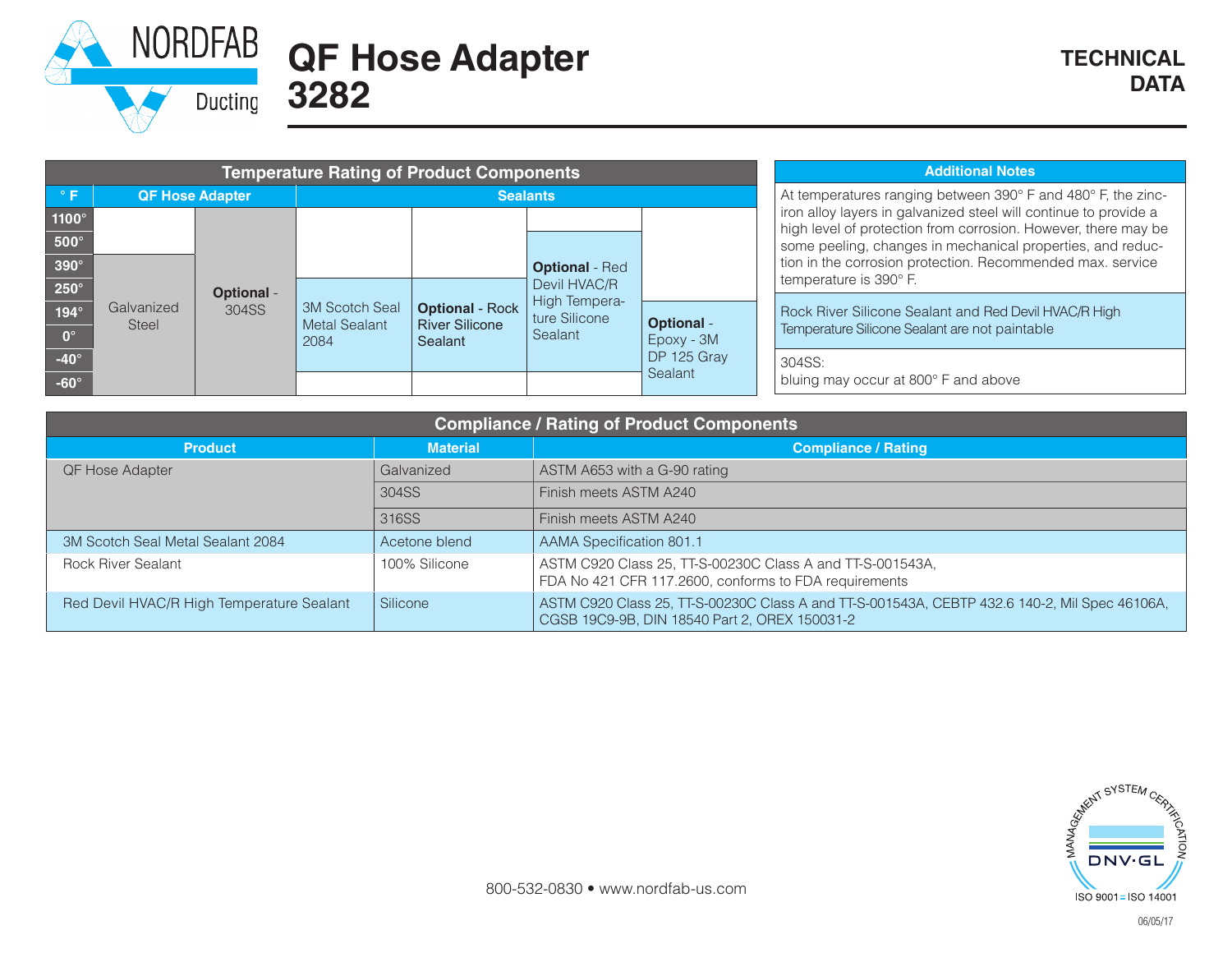# QF Hose Adapter 3282

**TECHNICAL DATA**

## Temperature Rating of Product Components

| ° F | QF Hose Adapter | | Sealants | | | |
|---|---|---|---|---|---|---|
| 1100° | | Optional - 304SS | | | | |
| 500° | | Optional - 304SS | | | | |
| 390° | Galvanized Steel | Optional - 304SS | | | Optional - Red Devil HVAC/R High Temperature Silicone Sealant | |
| 250° | Galvanized Steel | Optional - 304SS | 3M Scotch Seal Metal Sealant 2084 | Optional - Rock River Silicone Sealant | Optional - Red Devil HVAC/R High Temperature Silicone Sealant | |
| 194° | Galvanized Steel | Optional - 304SS | 3M Scotch Seal Metal Sealant 2084 | Optional - Rock River Silicone Sealant | Optional - Red Devil HVAC/R High Temperature Silicone Sealant | Optional - Epoxy - 3M DP 125 Gray Sealant |
| 0° | Galvanized Steel | Optional - 304SS | 3M Scotch Seal Metal Sealant 2084 | Optional - Rock River Silicone Sealant | Optional - Red Devil HVAC/R High Temperature Silicone Sealant | Optional - Epoxy - 3M DP 125 Gray Sealant |
| -40° | Galvanized Steel | Optional - 304SS | 3M Scotch Seal Metal Sealant 2084 | Optional - Rock River Silicone Sealant | Optional - Red Devil HVAC/R High Temperature Silicone Sealant | Optional - Epoxy - 3M DP 125 Gray Sealant |
| -60° | Galvanized Steel | Optional - 304SS | | | | Optional - Epoxy - 3M DP 125 Gray Sealant |

## Additional Notes

At temperatures ranging between 390° F and 480° F, the zinc-iron alloy layers in galvanized steel will continue to provide a high level of protection from corrosion. However, there may be some peeling, changes in mechanical properties, and reduction in the corrosion protection. Recommended max. service temperature is 390° F.

Rock River Silicone Sealant and Red Devil HVAC/R High Temperature Silicone Sealant are not paintable

304SS:
bluing may occur at 800° F and above

## Compliance / Rating of Product Components

| Product | Material | Compliance / Rating |
|---|---|---|
| QF Hose Adapter | Galvanized | ASTM A653 with a G-90 rating |
| | 304SS | Finish meets ASTM A240 |
| | 316SS | Finish meets ASTM A240 |
| 3M Scotch Seal Metal Sealant 2084 | Acetone blend | AAMA Specification 801.1 |
| Rock River Sealant | 100% Silicone | ASTM C920 Class 25, TT-S-00230C Class A and TT-S-001543A, FDA No 421 CFR 117.2600, conforms to FDA requirements |
| Red Devil HVAC/R High Temperature Sealant | Silicone | ASTM C920 Class 25, TT-S-00230C Class A and TT-S-001543A, CEBTP 432.6 140-2, Mil Spec 46106A, CGSB 19C9-9B, DIN 18540 Part 2, OREX 150031-2 |

800-532-0830 • www.nordfab-us.com

ISO 9001 = ISO 14001

06/05/17